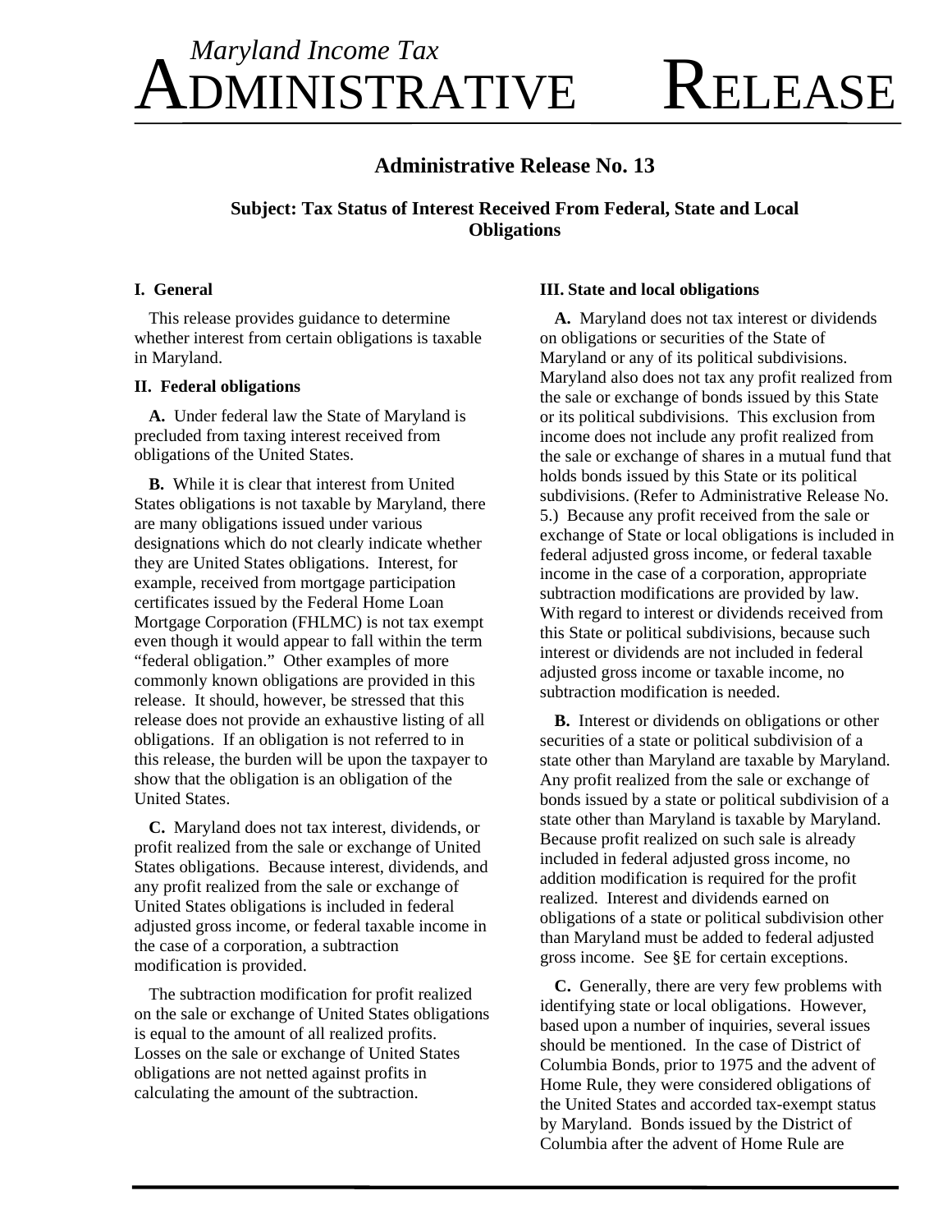*Maryland Income Tax*

# ADMINISTRATIVE RELEASE

## Administrative Release No. 13

### Subject: Tax Status of Interest Received From Federal, State and Local Obligations

**I. General**

This release provides guidance to determine whether interest from certain obligations is taxable in Maryland.

**II. Federal obligations**

**A.** Under federal law the State of Maryland is precluded from taxing interest received from obligations of the United States.

**B.** While it is clear that interest from United States obligations is not taxable by Maryland, there are many obligations issued under various designations which do not clearly indicate whether they are United States obligations. Interest, for example, received from mortgage participation certificates issued by the Federal Home Loan Mortgage Corporation (FHLMC) is not tax exempt even though it would appear to fall within the term "federal obligation." Other examples of more commonly known obligations are provided in this release. It should, however, be stressed that this release does not provide an exhaustive listing of all obligations. If an obligation is not referred to in this release, the burden will be upon the taxpayer to show that the obligation is an obligation of the United States.

**C.** Maryland does not tax interest, dividends, or profit realized from the sale or exchange of United States obligations. Because interest, dividends, and any profit realized from the sale or exchange of United States obligations is included in federal adjusted gross income, or federal taxable income in the case of a corporation, a subtraction modification is provided.

The subtraction modification for profit realized on the sale or exchange of United States obligations is equal to the amount of all realized profits. Losses on the sale or exchange of United States obligations are not netted against profits in calculating the amount of the subtraction.

**III. State and local obligations**

**A.** Maryland does not tax interest or dividends on obligations or securities of the State of Maryland or any of its political subdivisions. Maryland also does not tax any profit realized from the sale or exchange of bonds issued by this State or its political subdivisions. This exclusion from income does not include any profit realized from the sale or exchange of shares in a mutual fund that holds bonds issued by this State or its political subdivisions. (Refer to Administrative Release No. 5.) Because any profit received from the sale or exchange of State or local obligations is included in federal adjusted gross income, or federal taxable income in the case of a corporation, appropriate subtraction modifications are provided by law. With regard to interest or dividends received from this State or political subdivisions, because such interest or dividends are not included in federal adjusted gross income or taxable income, no subtraction modification is needed.

**B.** Interest or dividends on obligations or other securities of a state or political subdivision of a state other than Maryland are taxable by Maryland. Any profit realized from the sale or exchange of bonds issued by a state or political subdivision of a state other than Maryland is taxable by Maryland. Because profit realized on such sale is already included in federal adjusted gross income, no addition modification is required for the profit realized. Interest and dividends earned on obligations of a state or political subdivision other than Maryland must be added to federal adjusted gross income. See §E for certain exceptions.

**C.** Generally, there are very few problems with identifying state or local obligations. However, based upon a number of inquiries, several issues should be mentioned. In the case of District of Columbia Bonds, prior to 1975 and the advent of Home Rule, they were considered obligations of the United States and accorded tax-exempt status by Maryland. Bonds issued by the District of Columbia after the advent of Home Rule are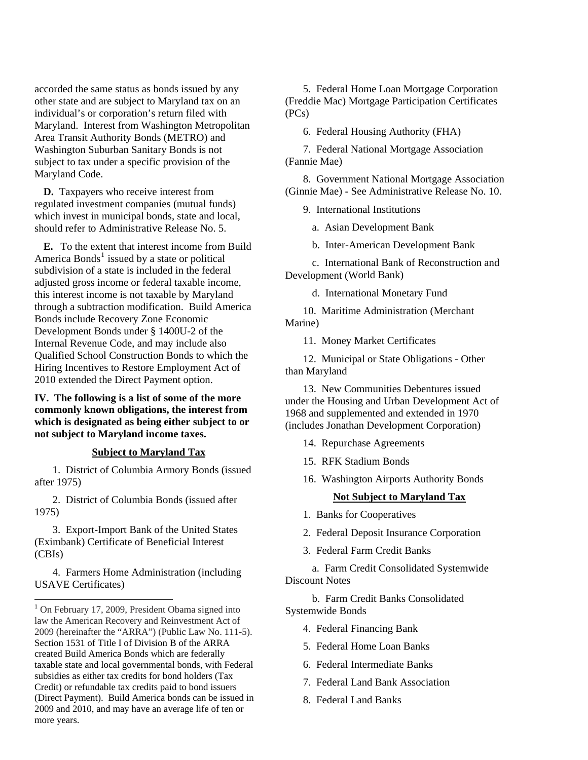accorded the same status as bonds issued by any other state and are subject to Maryland tax on an individual's or corporation's return filed with Maryland. Interest from Washington Metropolitan Area Transit Authority Bonds (METRO) and Washington Suburban Sanitary Bonds is not subject to tax under a specific provision of the Maryland Code.

**D.** Taxpayers who receive interest from regulated investment companies (mutual funds) which invest in municipal bonds, state and local, should refer to Administrative Release No. 5.

**E.** To the extent that interest income from Build America Bonds[1] issued by a state or political subdivision of a state is included in the federal adjusted gross income or federal taxable income, this interest income is not taxable by Maryland through a subtraction modification. Build America Bonds include Recovery Zone Economic Development Bonds under § 1400U-2 of the Internal Revenue Code, and may include also Qualified School Construction Bonds to which the Hiring Incentives to Restore Employment Act of 2010 extended the Direct Payment option.

**IV. The following is a list of some of the more commonly known obligations, the interest from which is designated as being either subject to or not subject to Maryland income taxes.**

**Subject to Maryland Tax**

1. District of Columbia Armory Bonds (issued after 1975)
2. District of Columbia Bonds (issued after 1975)
3. Export-Import Bank of the United States (Eximbank) Certificate of Beneficial Interest (CBIs)
4. Farmers Home Administration (including USAVE Certificates)
5. Federal Home Loan Mortgage Corporation (Freddie Mac) Mortgage Participation Certificates (PCs)
6. Federal Housing Authority (FHA)
7. Federal National Mortgage Association (Fannie Mae)
8. Government National Mortgage Association (Ginnie Mae) - See Administrative Release No. 10.
9. International Institutions
   a. Asian Development Bank
   b. Inter-American Development Bank
   c. International Bank of Reconstruction and Development (World Bank)
   d. International Monetary Fund
10. Maritime Administration (Merchant Marine)
11. Money Market Certificates
12. Municipal or State Obligations - Other than Maryland
13. New Communities Debentures issued under the Housing and Urban Development Act of 1968 and supplemented and extended in 1970 (includes Jonathan Development Corporation)
14. Repurchase Agreements
15. RFK Stadium Bonds
16. Washington Airports Authority Bonds

**Not Subject to Maryland Tax**

1. Banks for Cooperatives
2. Federal Deposit Insurance Corporation
3. Federal Farm Credit Banks
   a. Farm Credit Consolidated Systemwide Discount Notes
   b. Farm Credit Banks Consolidated Systemwide Bonds
4. Federal Financing Bank
5. Federal Home Loan Banks
6. Federal Intermediate Banks
7. Federal Land Bank Association
8. Federal Land Banks

[1] On February 17, 2009, President Obama signed into law the American Recovery and Reinvestment Act of 2009 (hereinafter the "ARRA") (Public Law No. 111-5). Section 1531 of Title I of Division B of the ARRA created Build America Bonds which are federally taxable state and local governmental bonds, with Federal subsidies as either tax credits for bond holders (Tax Credit) or refundable tax credits paid to bond issuers (Direct Payment). Build America bonds can be issued in 2009 and 2010, and may have an average life of ten or more years.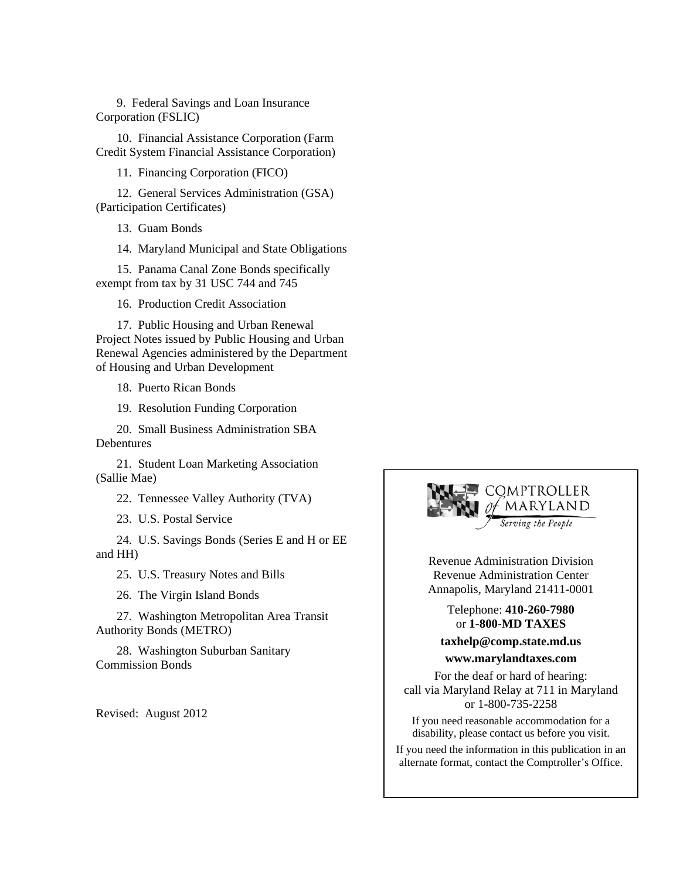9. Federal Savings and Loan Insurance Corporation (FSLIC)

10. Financial Assistance Corporation (Farm Credit System Financial Assistance Corporation)

11. Financing Corporation (FICO)

12. General Services Administration (GSA) (Participation Certificates)

13. Guam Bonds

14. Maryland Municipal and State Obligations

15. Panama Canal Zone Bonds specifically exempt from tax by 31 USC 744 and 745

16. Production Credit Association

17. Public Housing and Urban Renewal Project Notes issued by Public Housing and Urban Renewal Agencies administered by the Department of Housing and Urban Development

18. Puerto Rican Bonds

19. Resolution Funding Corporation

20. Small Business Administration SBA Debentures

21. Student Loan Marketing Association (Sallie Mae)

22. Tennessee Valley Authority (TVA)

23. U.S. Postal Service

24. U.S. Savings Bonds (Series E and H or EE and HH)

25. U.S. Treasury Notes and Bills

26. The Virgin Island Bonds

27. Washington Metropolitan Area Transit Authority Bonds (METRO)

28. Washington Suburban Sanitary Commission Bonds

Revised: August 2012

COMPTROLLER of MARYLAND
*Serving the People*

Revenue Administration Division
Revenue Administration Center
Annapolis, Maryland 21411-0001

Telephone: **410-260-7980**
or **1-800-MD TAXES**

**taxhelp@comp.state.md.us**

**www.marylandtaxes.com**

For the deaf or hard of hearing:
call via Maryland Relay at 711 in Maryland
or 1-800-735-2258

If you need reasonable accommodation for a disability, please contact us before you visit.

If you need the information in this publication in an alternate format, contact the Comptroller's Office.